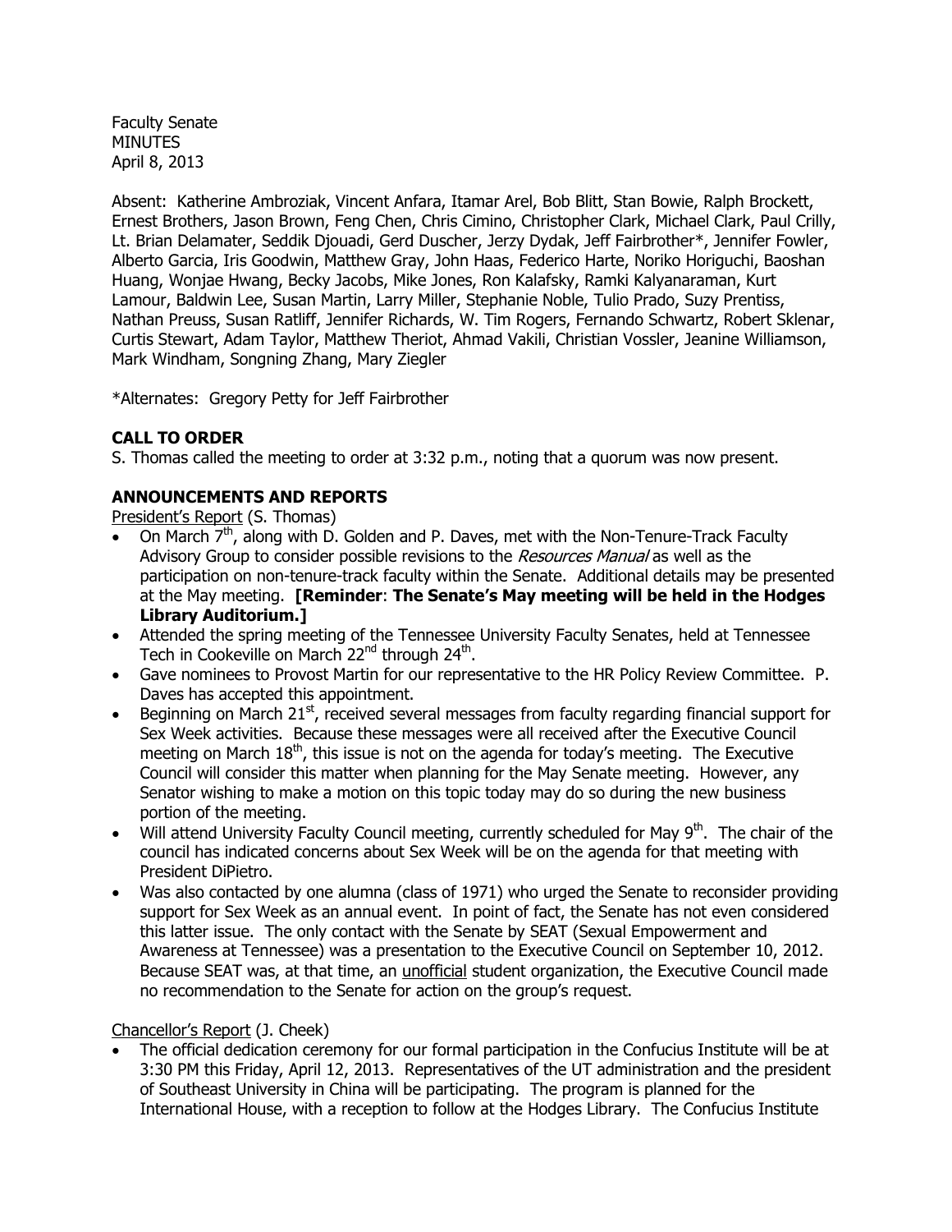Faculty Senate
MINUTES
April 8, 2013

Absent: Katherine Ambroziak, Vincent Anfara, Itamar Arel, Bob Blitt, Stan Bowie, Ralph Brockett, Ernest Brothers, Jason Brown, Feng Chen, Chris Cimino, Christopher Clark, Michael Clark, Paul Crilly, Lt. Brian Delamater, Seddik Djouadi, Gerd Duscher, Jerzy Dydak, Jeff Fairbrother*, Jennifer Fowler, Alberto Garcia, Iris Goodwin, Matthew Gray, John Haas, Federico Harte, Noriko Horiguchi, Baoshan Huang, Wonjae Hwang, Becky Jacobs, Mike Jones, Ron Kalafsky, Ramki Kalyanaraman, Kurt Lamour, Baldwin Lee, Susan Martin, Larry Miller, Stephanie Noble, Tulio Prado, Suzy Prentiss, Nathan Preuss, Susan Ratliff, Jennifer Richards, W. Tim Rogers, Fernando Schwartz, Robert Sklenar, Curtis Stewart, Adam Taylor, Matthew Theriot, Ahmad Vakili, Christian Vossler, Jeanine Williamson, Mark Windham, Songning Zhang, Mary Ziegler

*Alternates: Gregory Petty for Jeff Fairbrother

**CALL TO ORDER**

S. Thomas called the meeting to order at 3:32 p.m., noting that a quorum was now present.

**ANNOUNCEMENTS AND REPORTS**

President's Report (S. Thomas)

- On March 7th, along with D. Golden and P. Daves, met with the Non-Tenure-Track Faculty Advisory Group to consider possible revisions to the *Resources Manual* as well as the participation on non-tenure-track faculty within the Senate. Additional details may be presented at the May meeting. **[Reminder: The Senate's May meeting will be held in the Hodges Library Auditorium.]**
- Attended the spring meeting of the Tennessee University Faculty Senates, held at Tennessee Tech in Cookeville on March 22nd through 24th.
- Gave nominees to Provost Martin for our representative to the HR Policy Review Committee. P. Daves has accepted this appointment.
- Beginning on March 21st, received several messages from faculty regarding financial support for Sex Week activities. Because these messages were all received after the Executive Council meeting on March 18th, this issue is not on the agenda for today's meeting. The Executive Council will consider this matter when planning for the May Senate meeting. However, any Senator wishing to make a motion on this topic today may do so during the new business portion of the meeting.
- Will attend University Faculty Council meeting, currently scheduled for May 9th. The chair of the council has indicated concerns about Sex Week will be on the agenda for that meeting with President DiPietro.
- Was also contacted by one alumna (class of 1971) who urged the Senate to reconsider providing support for Sex Week as an annual event. In point of fact, the Senate has not even considered this latter issue. The only contact with the Senate by SEAT (Sexual Empowerment and Awareness at Tennessee) was a presentation to the Executive Council on September 10, 2012. Because SEAT was, at that time, an unofficial student organization, the Executive Council made no recommendation to the Senate for action on the group's request.

Chancellor's Report (J. Cheek)

- The official dedication ceremony for our formal participation in the Confucius Institute will be at 3:30 PM this Friday, April 12, 2013. Representatives of the UT administration and the president of Southeast University in China will be participating. The program is planned for the International House, with a reception to follow at the Hodges Library. The Confucius Institute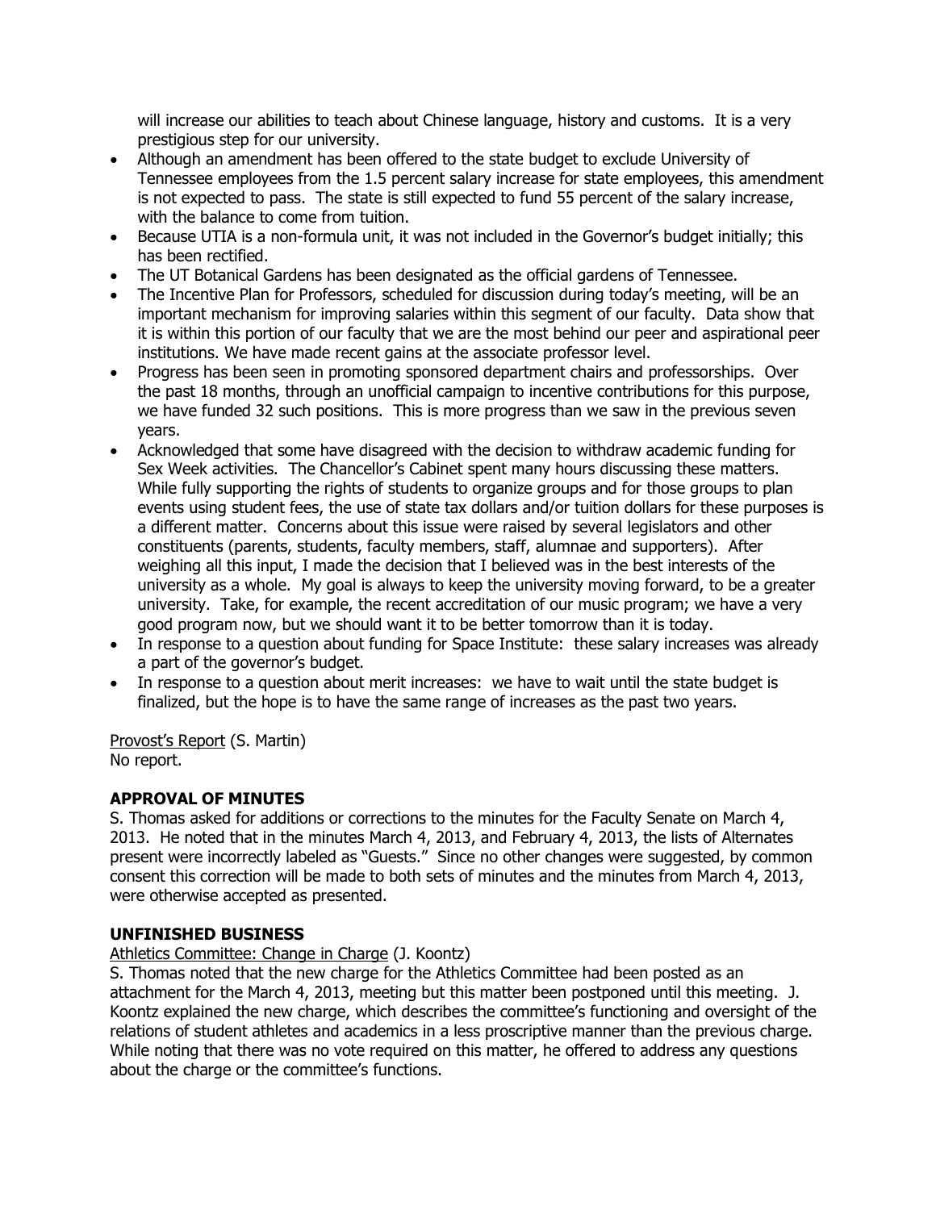will increase our abilities to teach about Chinese language, history and customs. It is a very prestigious step for our university.

- Although an amendment has been offered to the state budget to exclude University of Tennessee employees from the 1.5 percent salary increase for state employees, this amendment is not expected to pass. The state is still expected to fund 55 percent of the salary increase, with the balance to come from tuition.
- Because UTIA is a non-formula unit, it was not included in the Governor's budget initially; this has been rectified.
- The UT Botanical Gardens has been designated as the official gardens of Tennessee.
- The Incentive Plan for Professors, scheduled for discussion during today's meeting, will be an important mechanism for improving salaries within this segment of our faculty. Data show that it is within this portion of our faculty that we are the most behind our peer and aspirational peer institutions. We have made recent gains at the associate professor level.
- Progress has been seen in promoting sponsored department chairs and professorships. Over the past 18 months, through an unofficial campaign to incentive contributions for this purpose, we have funded 32 such positions. This is more progress than we saw in the previous seven years.
- Acknowledged that some have disagreed with the decision to withdraw academic funding for Sex Week activities. The Chancellor's Cabinet spent many hours discussing these matters. While fully supporting the rights of students to organize groups and for those groups to plan events using student fees, the use of state tax dollars and/or tuition dollars for these purposes is a different matter. Concerns about this issue were raised by several legislators and other constituents (parents, students, faculty members, staff, alumnae and supporters). After weighing all this input, I made the decision that I believed was in the best interests of the university as a whole. My goal is always to keep the university moving forward, to be a greater university. Take, for example, the recent accreditation of our music program; we have a very good program now, but we should want it to be better tomorrow than it is today.
- In response to a question about funding for Space Institute: these salary increases was already a part of the governor's budget.
- In response to a question about merit increases: we have to wait until the state budget is finalized, but the hope is to have the same range of increases as the past two years.

Provost's Report (S. Martin)
No report.

**APPROVAL OF MINUTES**

S. Thomas asked for additions or corrections to the minutes for the Faculty Senate on March 4, 2013. He noted that in the minutes March 4, 2013, and February 4, 2013, the lists of Alternates present were incorrectly labeled as "Guests." Since no other changes were suggested, by common consent this correction will be made to both sets of minutes and the minutes from March 4, 2013, were otherwise accepted as presented.

**UNFINISHED BUSINESS**

Athletics Committee: Change in Charge (J. Koontz)

S. Thomas noted that the new charge for the Athletics Committee had been posted as an attachment for the March 4, 2013, meeting but this matter been postponed until this meeting. J. Koontz explained the new charge, which describes the committee's functioning and oversight of the relations of student athletes and academics in a less proscriptive manner than the previous charge. While noting that there was no vote required on this matter, he offered to address any questions about the charge or the committee's functions.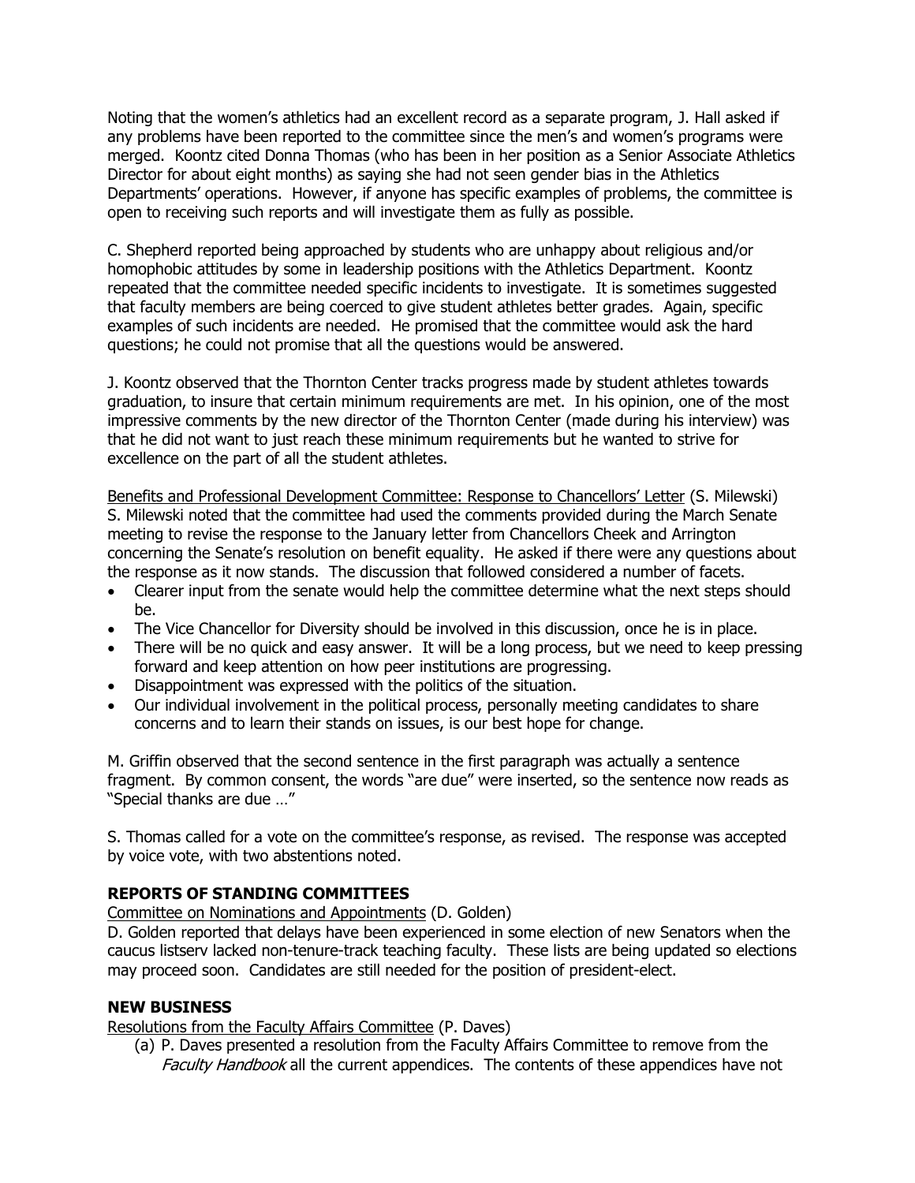Noting that the women's athletics had an excellent record as a separate program, J. Hall asked if any problems have been reported to the committee since the men's and women's programs were merged. Koontz cited Donna Thomas (who has been in her position as a Senior Associate Athletics Director for about eight months) as saying she had not seen gender bias in the Athletics Departments' operations. However, if anyone has specific examples of problems, the committee is open to receiving such reports and will investigate them as fully as possible.

C. Shepherd reported being approached by students who are unhappy about religious and/or homophobic attitudes by some in leadership positions with the Athletics Department. Koontz repeated that the committee needed specific incidents to investigate. It is sometimes suggested that faculty members are being coerced to give student athletes better grades. Again, specific examples of such incidents are needed. He promised that the committee would ask the hard questions; he could not promise that all the questions would be answered.

J. Koontz observed that the Thornton Center tracks progress made by student athletes towards graduation, to insure that certain minimum requirements are met. In his opinion, one of the most impressive comments by the new director of the Thornton Center (made during his interview) was that he did not want to just reach these minimum requirements but he wanted to strive for excellence on the part of all the student athletes.

Benefits and Professional Development Committee: Response to Chancellors' Letter (S. Milewski)
S. Milewski noted that the committee had used the comments provided during the March Senate meeting to revise the response to the January letter from Chancellors Cheek and Arrington concerning the Senate's resolution on benefit equality. He asked if there were any questions about the response as it now stands. The discussion that followed considered a number of facets.

- Clearer input from the senate would help the committee determine what the next steps should be.
- The Vice Chancellor for Diversity should be involved in this discussion, once he is in place.
- There will be no quick and easy answer. It will be a long process, but we need to keep pressing forward and keep attention on how peer institutions are progressing.
- Disappointment was expressed with the politics of the situation.
- Our individual involvement in the political process, personally meeting candidates to share concerns and to learn their stands on issues, is our best hope for change.

M. Griffin observed that the second sentence in the first paragraph was actually a sentence fragment. By common consent, the words "are due" were inserted, so the sentence now reads as "Special thanks are due …"

S. Thomas called for a vote on the committee's response, as revised. The response was accepted by voice vote, with two abstentions noted.

## REPORTS OF STANDING COMMITTEES

Committee on Nominations and Appointments (D. Golden)
D. Golden reported that delays have been experienced in some election of new Senators when the caucus listserv lacked non-tenure-track teaching faculty. These lists are being updated so elections may proceed soon. Candidates are still needed for the position of president-elect.

## NEW BUSINESS

Resolutions from the Faculty Affairs Committee (P. Daves)

(a) P. Daves presented a resolution from the Faculty Affairs Committee to remove from the *Faculty Handbook* all the current appendices. The contents of these appendices have not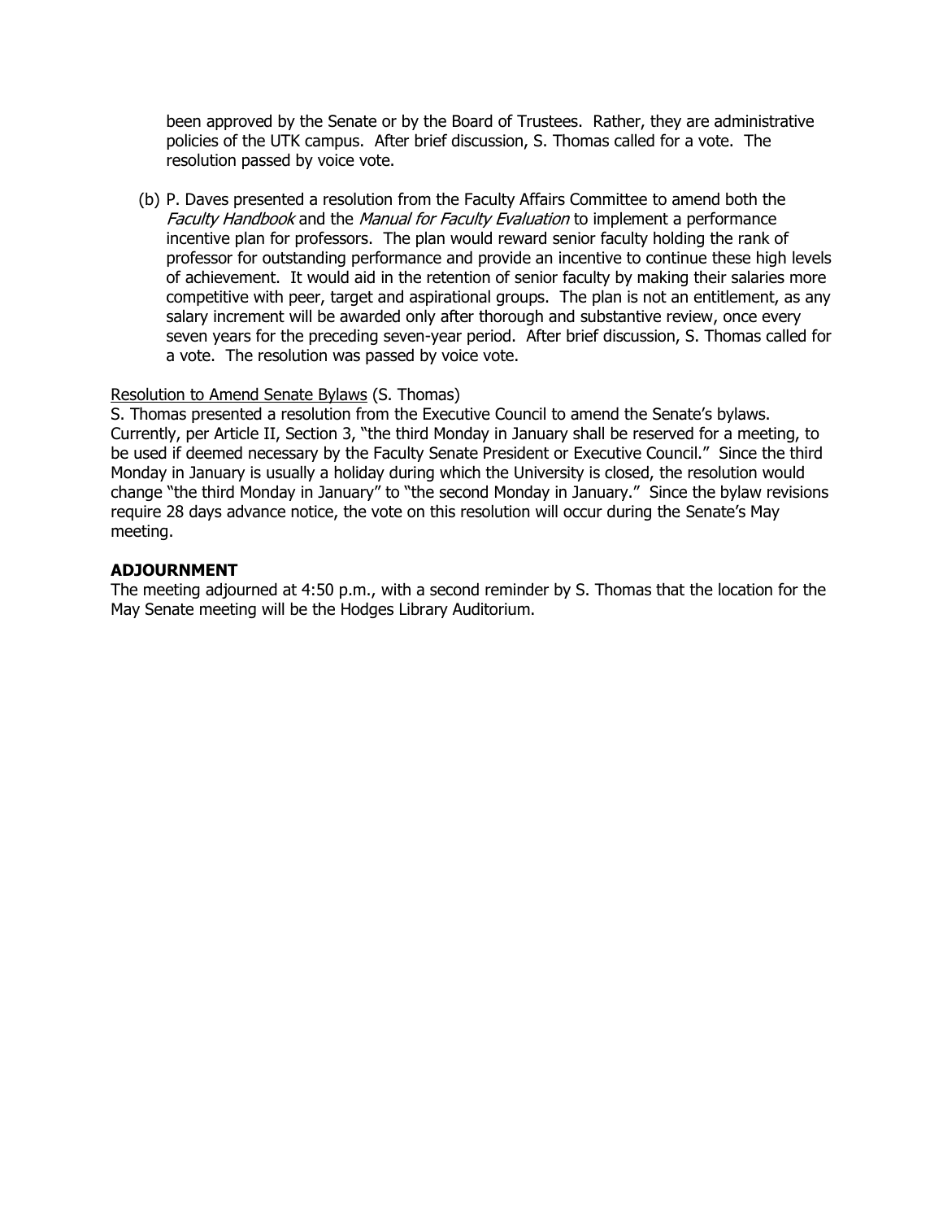been approved by the Senate or by the Board of Trustees. Rather, they are administrative policies of the UTK campus. After brief discussion, S. Thomas called for a vote. The resolution passed by voice vote.

(b) P. Daves presented a resolution from the Faculty Affairs Committee to amend both the *Faculty Handbook* and the *Manual for Faculty Evaluation* to implement a performance incentive plan for professors. The plan would reward senior faculty holding the rank of professor for outstanding performance and provide an incentive to continue these high levels of achievement. It would aid in the retention of senior faculty by making their salaries more competitive with peer, target and aspirational groups. The plan is not an entitlement, as any salary increment will be awarded only after thorough and substantive review, once every seven years for the preceding seven-year period. After brief discussion, S. Thomas called for a vote. The resolution was passed by voice vote.

<u>Resolution to Amend Senate Bylaws</u> (S. Thomas)

S. Thomas presented a resolution from the Executive Council to amend the Senate's bylaws. Currently, per Article II, Section 3, "the third Monday in January shall be reserved for a meeting, to be used if deemed necessary by the Faculty Senate President or Executive Council." Since the third Monday in January is usually a holiday during which the University is closed, the resolution would change "the third Monday in January" to "the second Monday in January." Since the bylaw revisions require 28 days advance notice, the vote on this resolution will occur during the Senate's May meeting.

**ADJOURNMENT**

The meeting adjourned at 4:50 p.m., with a second reminder by S. Thomas that the location for the May Senate meeting will be the Hodges Library Auditorium.